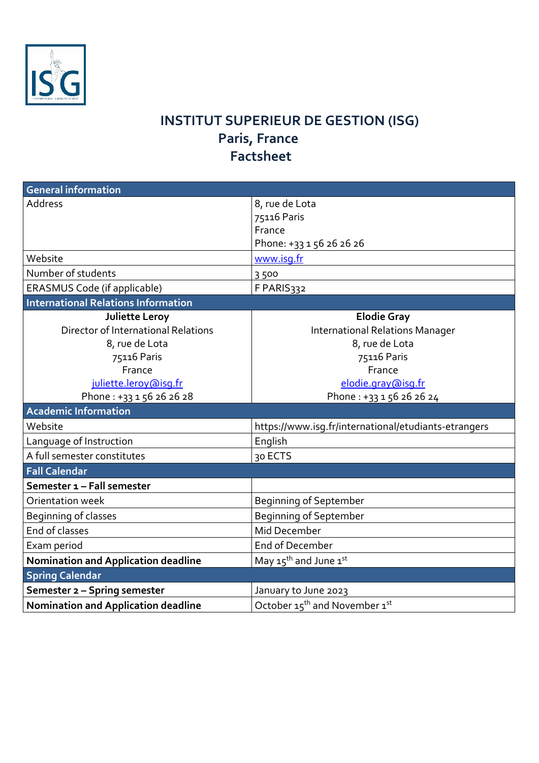# INSTITUT SUPERIEUR DE GESTION (ISG)
## Paris, France
## Factsheet

| **General information** | |
|---|---|
| Address | 8, rue de Lota<br>75116 Paris<br>France<br>Phone: +33 1 56 26 26 26 |
| Website | www.isg.fr |
| Number of students | 3 500 |
| ERASMUS Code (if applicable) | F PARIS332 |
| **International Relations Information** | |
| **Juliette Leroy**<br>Director of International Relations<br>8, rue de Lota<br>75116 Paris<br>France<br>juliette.leroy@isg.fr<br>Phone : +33 1 56 26 26 28 | **Elodie Gray**<br>International Relations Manager<br>8, rue de Lota<br>75116 Paris<br>France<br>elodie.gray@isg.fr<br>Phone : +33 1 56 26 26 24 |
| **Academic Information** | |
| Website | https://www.isg.fr/international/etudiants-etrangers |
| Language of Instruction | English |
| A full semester constitutes | 30 ECTS |
| **Fall Calendar** | |
| **Semester 1 – Fall semester** | |
| Orientation week | Beginning of September |
| Beginning of classes | Beginning of September |
| End of classes | Mid December |
| Exam period | End of December |
| **Nomination and Application deadline** | May 15th and June 1st |
| **Spring Calendar** | |
| **Semester 2 – Spring semester** | January to June 2023 |
| **Nomination and Application deadline** | October 15th and November 1st |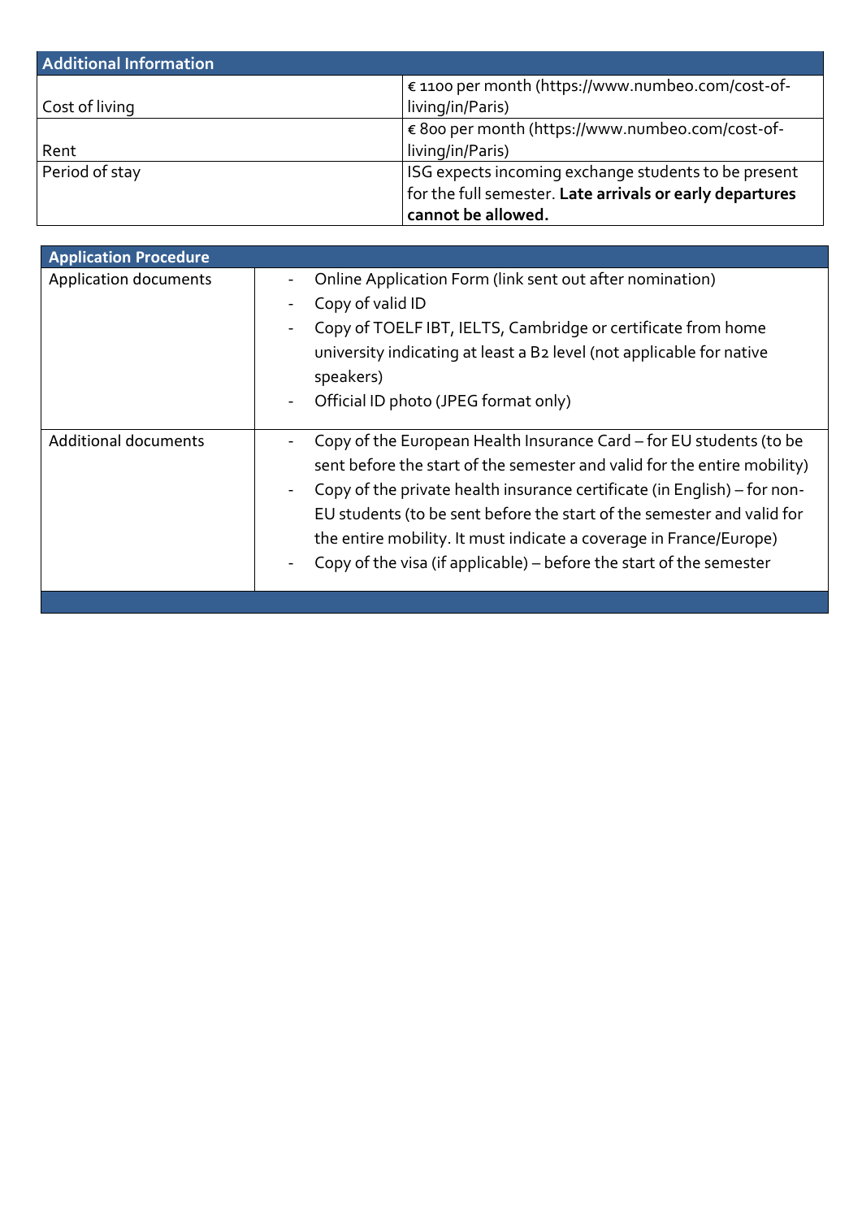| Additional Information | |
|---|---|
| Cost of living | € 1100 per month (https://www.numbeo.com/cost-of-living/in/Paris) |
| Rent | € 800 per month (https://www.numbeo.com/cost-of-living/in/Paris) |
| Period of stay | ISG expects incoming exchange students to be present for the full semester. **Late arrivals or early departures cannot be allowed.** |

| Application Procedure | |
|---|---|
| Application documents | - Online Application Form (link sent out after nomination)<br>- Copy of valid ID<br>- Copy of TOELF IBT, IELTS, Cambridge or certificate from home university indicating at least a B2 level (not applicable for native speakers)<br>- Official ID photo (JPEG format only) |
| Additional documents | - Copy of the European Health Insurance Card – for EU students (to be sent before the start of the semester and valid for the entire mobility)<br>- Copy of the private health insurance certificate (in English) – for non-EU students (to be sent before the start of the semester and valid for the entire mobility. It must indicate a coverage in France/Europe)<br>- Copy of the visa (if applicable) – before the start of the semester |